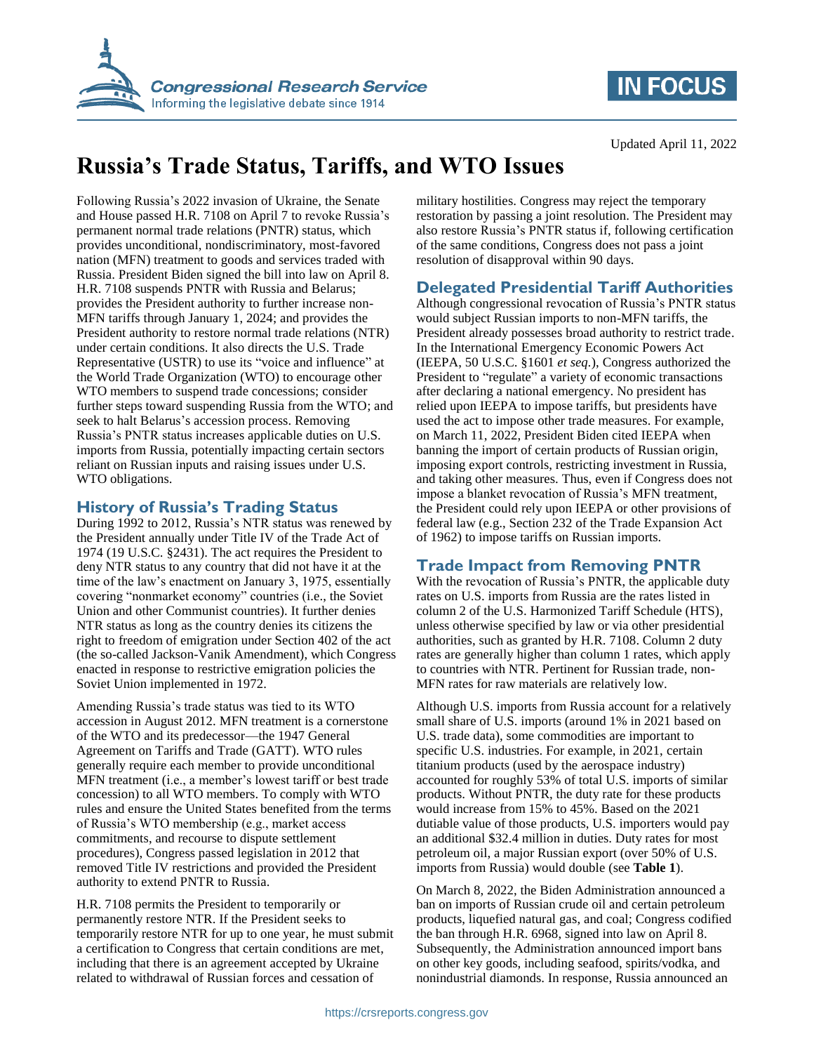# Russia's Trade Status, Tariffs, and WTO Issues

Updated April 11, 2022

Following Russia's 2022 invasion of Ukraine, the Senate and House passed H.R. 7108 on April 7 to revoke Russia's permanent normal trade relations (PNTR) status, which provides unconditional, nondiscriminatory, most-favored nation (MFN) treatment to goods and services traded with Russia. President Biden signed the bill into law on April 8. H.R. 7108 suspends PNTR with Russia and Belarus; provides the President authority to further increase non-MFN tariffs through January 1, 2024; and provides the President authority to restore normal trade relations (NTR) under certain conditions. It also directs the U.S. Trade Representative (USTR) to use its "voice and influence" at the World Trade Organization (WTO) to encourage other WTO members to suspend trade concessions; consider further steps toward suspending Russia from the WTO; and seek to halt Belarus's accession process. Removing Russia's PNTR status increases applicable duties on U.S. imports from Russia, potentially impacting certain sectors reliant on Russian inputs and raising issues under U.S. WTO obligations.

## History of Russia's Trading Status

During 1992 to 2012, Russia's NTR status was renewed by the President annually under Title IV of the Trade Act of 1974 (19 U.S.C. §2431). The act requires the President to deny NTR status to any country that did not have it at the time of the law's enactment on January 3, 1975, essentially covering "nonmarket economy" countries (i.e., the Soviet Union and other Communist countries). It further denies NTR status as long as the country denies its citizens the right to freedom of emigration under Section 402 of the act (the so-called Jackson-Vanik Amendment), which Congress enacted in response to restrictive emigration policies the Soviet Union implemented in 1972.

Amending Russia's trade status was tied to its WTO accession in August 2012. MFN treatment is a cornerstone of the WTO and its predecessor—the 1947 General Agreement on Tariffs and Trade (GATT). WTO rules generally require each member to provide unconditional MFN treatment (i.e., a member's lowest tariff or best trade concession) to all WTO members. To comply with WTO rules and ensure the United States benefited from the terms of Russia's WTO membership (e.g., market access commitments, and recourse to dispute settlement procedures), Congress passed legislation in 2012 that removed Title IV restrictions and provided the President authority to extend PNTR to Russia.

H.R. 7108 permits the President to temporarily or permanently restore NTR. If the President seeks to temporarily restore NTR for up to one year, he must submit a certification to Congress that certain conditions are met, including that there is an agreement accepted by Ukraine related to withdrawal of Russian forces and cessation of military hostilities. Congress may reject the temporary restoration by passing a joint resolution. The President may also restore Russia's PNTR status if, following certification of the same conditions, Congress does not pass a joint resolution of disapproval within 90 days.

## Delegated Presidential Tariff Authorities

Although congressional revocation of Russia's PNTR status would subject Russian imports to non-MFN tariffs, the President already possesses broad authority to restrict trade. In the International Emergency Economic Powers Act (IEEPA, 50 U.S.C. §1601 *et seq.*), Congress authorized the President to "regulate" a variety of economic transactions after declaring a national emergency. No president has relied upon IEEPA to impose tariffs, but presidents have used the act to impose other trade measures. For example, on March 11, 2022, President Biden cited IEEPA when banning the import of certain products of Russian origin, imposing export controls, restricting investment in Russia, and taking other measures. Thus, even if Congress does not impose a blanket revocation of Russia's MFN treatment, the President could rely upon IEEPA or other provisions of federal law (e.g., Section 232 of the Trade Expansion Act of 1962) to impose tariffs on Russian imports.

## Trade Impact from Removing PNTR

With the revocation of Russia's PNTR, the applicable duty rates on U.S. imports from Russia are the rates listed in column 2 of the U.S. Harmonized Tariff Schedule (HTS), unless otherwise specified by law or via other presidential authorities, such as granted by H.R. 7108. Column 2 duty rates are generally higher than column 1 rates, which apply to countries with NTR. Pertinent for Russian trade, non-MFN rates for raw materials are relatively low.

Although U.S. imports from Russia account for a relatively small share of U.S. imports (around 1% in 2021 based on U.S. trade data), some commodities are important to specific U.S. industries. For example, in 2021, certain titanium products (used by the aerospace industry) accounted for roughly 53% of total U.S. imports of similar products. Without PNTR, the duty rate for these products would increase from 15% to 45%. Based on the 2021 dutiable value of those products, U.S. importers would pay an additional $32.4 million in duties. Duty rates for most petroleum oil, a major Russian export (over 50% of U.S. imports from Russia) would double (see **Table 1**).

On March 8, 2022, the Biden Administration announced a ban on imports of Russian crude oil and certain petroleum products, liquefied natural gas, and coal; Congress codified the ban through H.R. 6968, signed into law on April 8. Subsequently, the Administration announced import bans on other key goods, including seafood, spirits/vodka, and nonindustrial diamonds. In response, Russia announced an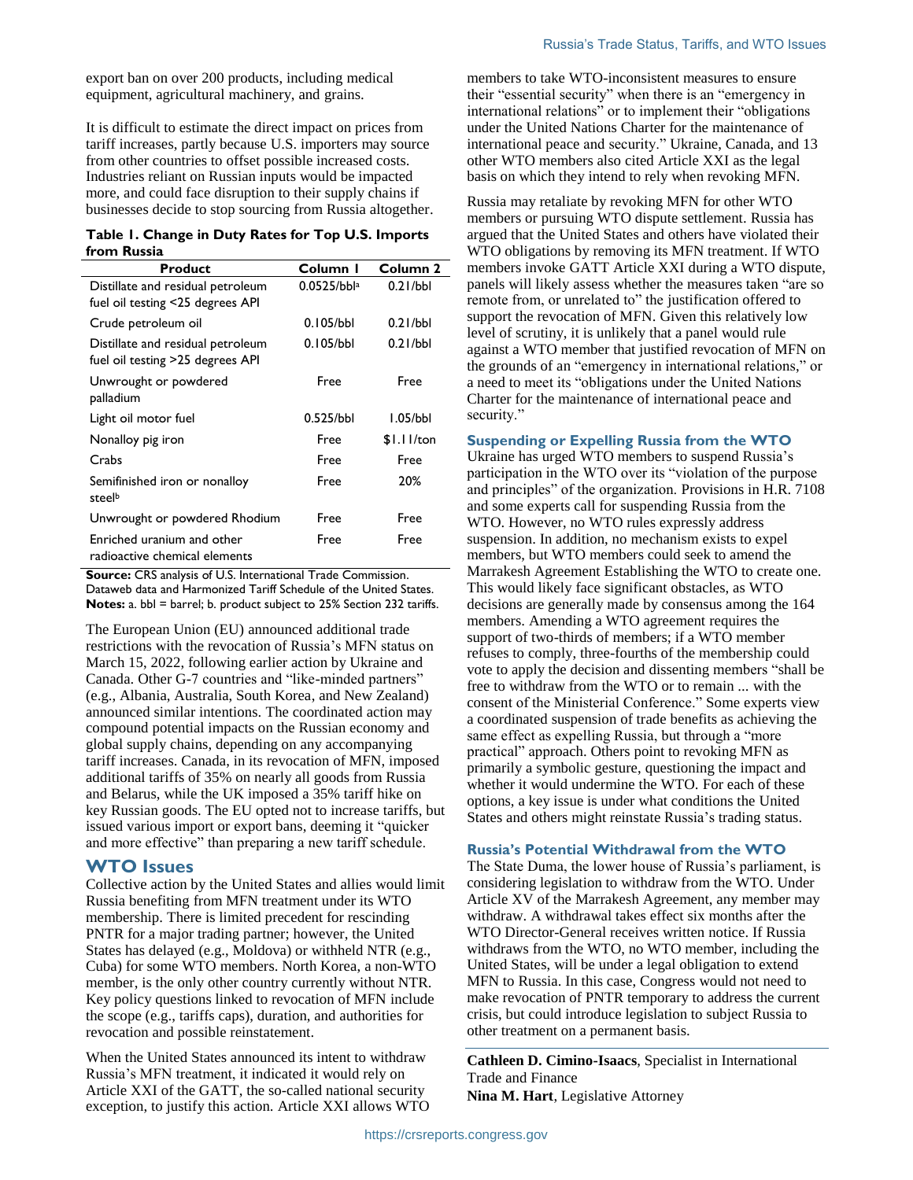export ban on over 200 products, including medical equipment, agricultural machinery, and grains.

It is difficult to estimate the direct impact on prices from tariff increases, partly because U.S. importers may source from other countries to offset possible increased costs. Industries reliant on Russian inputs would be impacted more, and could face disruption to their supply chains if businesses decide to stop sourcing from Russia altogether.

**Table 1. Change in Duty Rates for Top U.S. Imports from Russia**

| Product | Column 1 | Column 2 |
|---|---|---|
| Distillate and residual petroleum fuel oil testing <25 degrees API | 0.0525/bbl[a] | 0.21/bbl |
| Crude petroleum oil | 0.105/bbl | 0.21/bbl |
| Distillate and residual petroleum fuel oil testing >25 degrees API | 0.105/bbl | 0.21/bbl |
| Unwrought or powdered palladium | Free | Free |
| Light oil motor fuel | 0.525/bbl | 1.05/bbl |
| Nonalloy pig iron | Free | $1.11/ton |
| Crabs | Free | Free |
| Semifinished iron or nonalloy steel[b] | Free | 20% |
| Unwrought or powdered Rhodium | Free | Free |
| Enriched uranium and other radioactive chemical elements | Free | Free |

**Source:** CRS analysis of U.S. International Trade Commission. Dataweb data and Harmonized Tariff Schedule of the United States.
**Notes:** a. bbl = barrel; b. product subject to 25% Section 232 tariffs.

The European Union (EU) announced additional trade restrictions with the revocation of Russia's MFN status on March 15, 2022, following earlier action by Ukraine and Canada. Other G-7 countries and "like-minded partners" (e.g., Albania, Australia, South Korea, and New Zealand) announced similar intentions. The coordinated action may compound potential impacts on the Russian economy and global supply chains, depending on any accompanying tariff increases. Canada, in its revocation of MFN, imposed additional tariffs of 35% on nearly all goods from Russia and Belarus, while the UK imposed a 35% tariff hike on key Russian goods. The EU opted not to increase tariffs, but issued various import or export bans, deeming it "quicker and more effective" than preparing a new tariff schedule.

## WTO Issues

Collective action by the United States and allies would limit Russia benefiting from MFN treatment under its WTO membership. There is limited precedent for rescinding PNTR for a major trading partner; however, the United States has delayed (e.g., Moldova) or withheld NTR (e.g., Cuba) for some WTO members. North Korea, a non-WTO member, is the only other country currently without NTR. Key policy questions linked to revocation of MFN include the scope (e.g., tariffs caps), duration, and authorities for revocation and possible reinstatement.

When the United States announced its intent to withdraw Russia's MFN treatment, it indicated it would rely on Article XXI of the GATT, the so-called national security exception, to justify this action. Article XXI allows WTO members to take WTO-inconsistent measures to ensure their "essential security" when there is an "emergency in international relations" or to implement their "obligations under the United Nations Charter for the maintenance of international peace and security." Ukraine, Canada, and 13 other WTO members also cited Article XXI as the legal basis on which they intend to rely when revoking MFN.

Russia may retaliate by revoking MFN for other WTO members or pursuing WTO dispute settlement. Russia has argued that the United States and others have violated their WTO obligations by removing its MFN treatment. If WTO members invoke GATT Article XXI during a WTO dispute, panels will likely assess whether the measures taken "are so remote from, or unrelated to" the justification offered to support the revocation of MFN. Given this relatively low level of scrutiny, it is unlikely that a panel would rule against a WTO member that justified revocation of MFN on the grounds of an "emergency in international relations," or a need to meet its "obligations under the United Nations Charter for the maintenance of international peace and security."

### Suspending or Expelling Russia from the WTO

Ukraine has urged WTO members to suspend Russia's participation in the WTO over its "violation of the purpose and principles" of the organization. Provisions in H.R. 7108 and some experts call for suspending Russia from the WTO. However, no WTO rules expressly address suspension. In addition, no mechanism exists to expel members, but WTO members could seek to amend the Marrakesh Agreement Establishing the WTO to create one. This would likely face significant obstacles, as WTO decisions are generally made by consensus among the 164 members. Amending a WTO agreement requires the support of two-thirds of members; if a WTO member refuses to comply, three-fourths of the membership could vote to apply the decision and dissenting members "shall be free to withdraw from the WTO or to remain ... with the consent of the Ministerial Conference." Some experts view a coordinated suspension of trade benefits as achieving the same effect as expelling Russia, but through a "more practical" approach. Others point to revoking MFN as primarily a symbolic gesture, questioning the impact and whether it would undermine the WTO. For each of these options, a key issue is under what conditions the United States and others might reinstate Russia's trading status.

### Russia's Potential Withdrawal from the WTO

The State Duma, the lower house of Russia's parliament, is considering legislation to withdraw from the WTO. Under Article XV of the Marrakesh Agreement, any member may withdraw. A withdrawal takes effect six months after the WTO Director-General receives written notice. If Russia withdraws from the WTO, no WTO member, including the United States, will be under a legal obligation to extend MFN to Russia. In this case, Congress would not need to make revocation of PNTR temporary to address the current crisis, but could introduce legislation to subject Russia to other treatment on a permanent basis.

**Cathleen D. Cimino-Isaacs**, Specialist in International Trade and Finance
**Nina M. Hart**, Legislative Attorney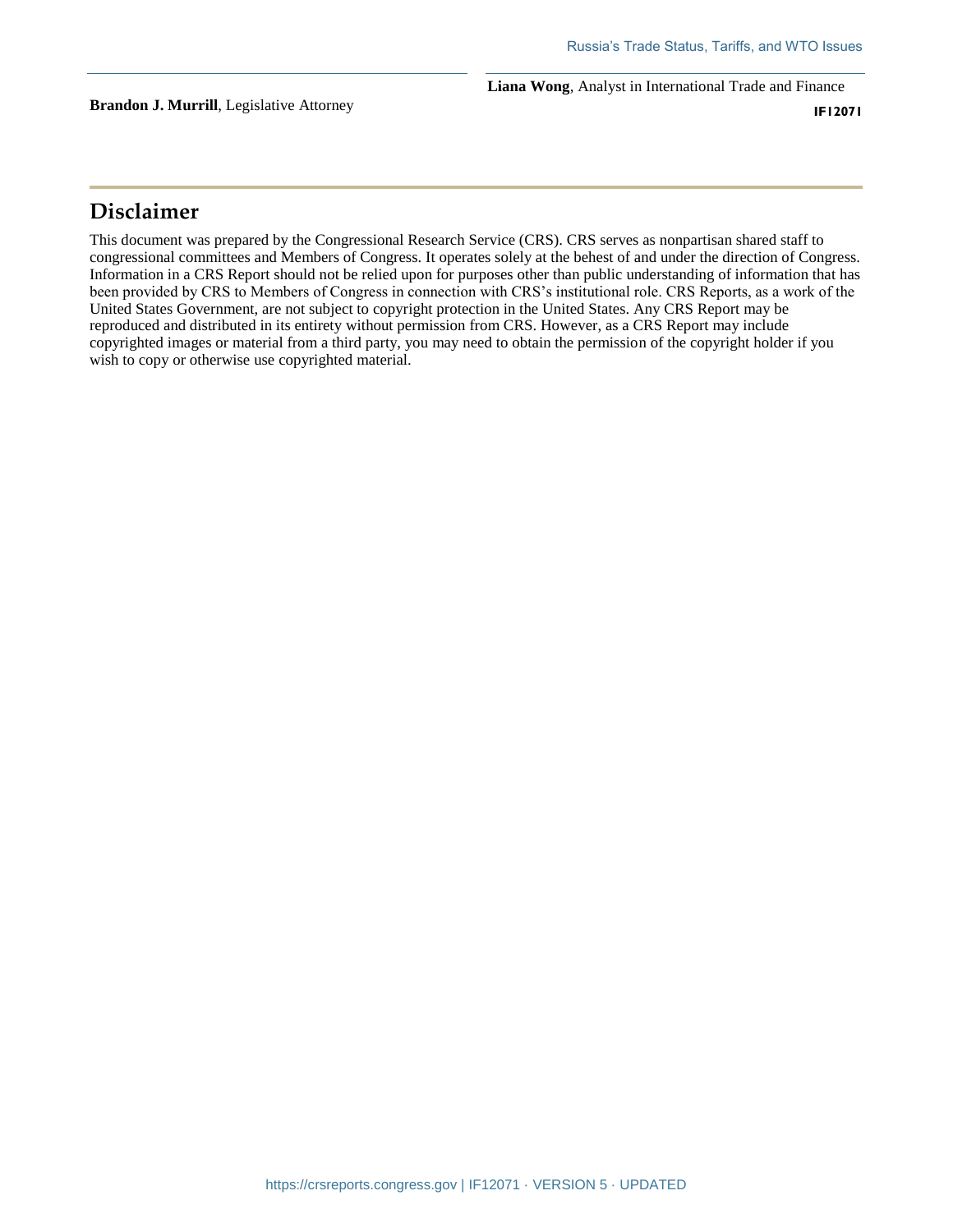**Liana Wong**, Analyst in International Trade and Finance

**Brandon J. Murrill**, Legislative Attorney

IF12071

## Disclaimer

This document was prepared by the Congressional Research Service (CRS). CRS serves as nonpartisan shared staff to congressional committees and Members of Congress. It operates solely at the behest of and under the direction of Congress. Information in a CRS Report should not be relied upon for purposes other than public understanding of information that has been provided by CRS to Members of Congress in connection with CRS's institutional role. CRS Reports, as a work of the United States Government, are not subject to copyright protection in the United States. Any CRS Report may be reproduced and distributed in its entirety without permission from CRS. However, as a CRS Report may include copyrighted images or material from a third party, you may need to obtain the permission of the copyright holder if you wish to copy or otherwise use copyrighted material.